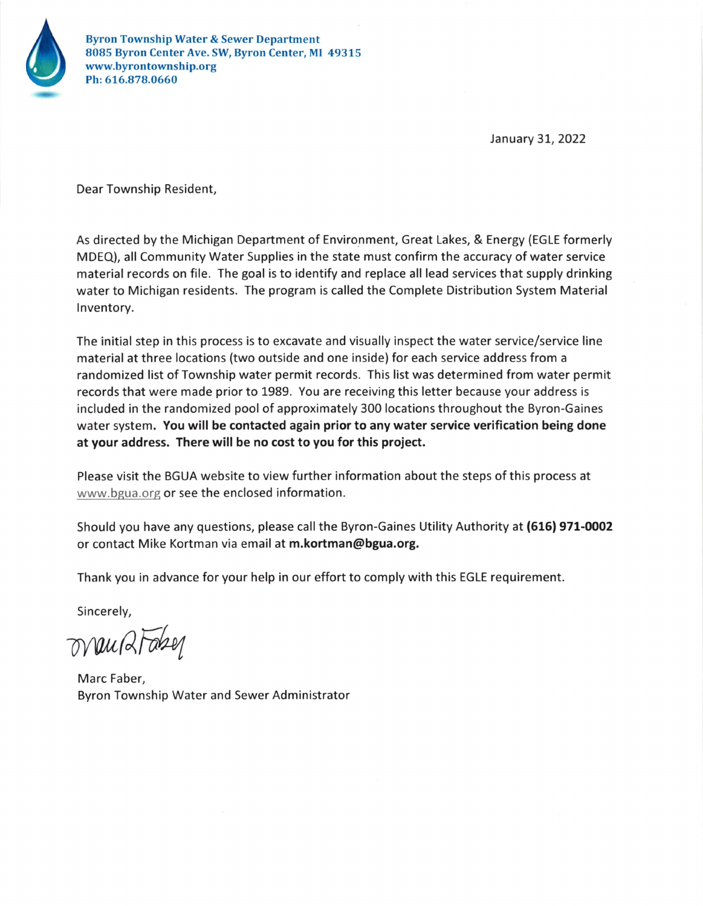**Byron Township Water & Sewer Department**
**8085 Byron Center Ave. SW, Byron Center, MI 49315**
**www.byrontownship.org**
**Ph: 616.878.0660**

January 31, 2022

Dear Township Resident,

As directed by the Michigan Department of Environment, Great Lakes, & Energy (EGLE formerly MDEQ), all Community Water Supplies in the state must confirm the accuracy of water service material records on file. The goal is to identify and replace all lead services that supply drinking water to Michigan residents. The program is called the Complete Distribution System Material Inventory.

The initial step in this process is to excavate and visually inspect the water service/service line material at three locations (two outside and one inside) for each service address from a randomized list of Township water permit records. This list was determined from water permit records that were made prior to 1989. You are receiving this letter because your address is included in the randomized pool of approximately 300 locations throughout the Byron-Gaines water system. **You will be contacted again prior to any water service verification being done at your address. There will be no cost to you for this project.**

Please visit the BGUA website to view further information about the steps of this process at www.bgua.org or see the enclosed information.

Should you have any questions, please call the Byron-Gaines Utility Authority at **(616) 971-0002** or contact Mike Kortman via email at **m.kortman@bgua.org.**

Thank you in advance for your help in our effort to comply with this EGLE requirement.

Sincerely,

Marc Faber,
Byron Township Water and Sewer Administrator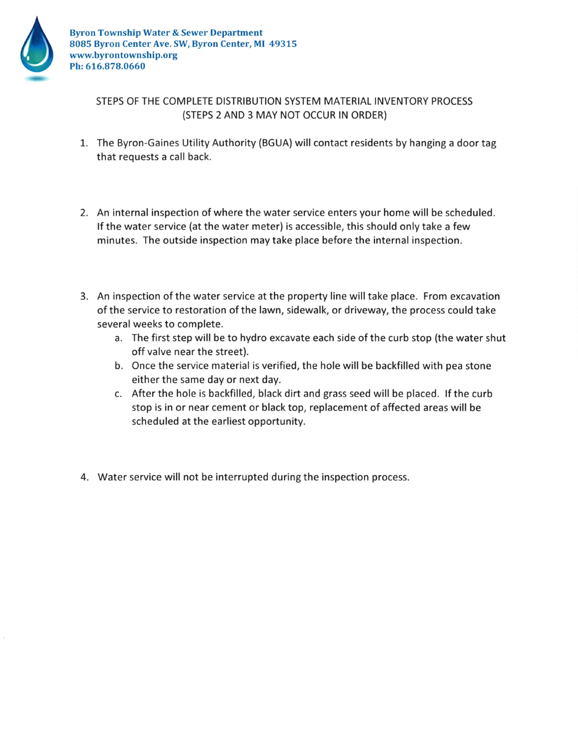**Byron Township Water & Sewer Department**
**8085 Byron Center Ave. SW, Byron Center, MI 49315**
**www.byrontownship.org**
**Ph: 616.878.0660**

## STEPS OF THE COMPLETE DISTRIBUTION SYSTEM MATERIAL INVENTORY PROCESS (STEPS 2 AND 3 MAY NOT OCCUR IN ORDER)

1. The Byron-Gaines Utility Authority (BGUA) will contact residents by hanging a door tag that requests a call back.

2. An internal inspection of where the water service enters your home will be scheduled. If the water service (at the water meter) is accessible, this should only take a few minutes. The outside inspection may take place before the internal inspection.

3. An inspection of the water service at the property line will take place. From excavation of the service to restoration of the lawn, sidewalk, or driveway, the process could take several weeks to complete.
   a. The first step will be to hydro excavate each side of the curb stop (the water shut off valve near the street).
   b. Once the service material is verified, the hole will be backfilled with pea stone either the same day or next day.
   c. After the hole is backfilled, black dirt and grass seed will be placed. If the curb stop is in or near cement or black top, replacement of affected areas will be scheduled at the earliest opportunity.

4. Water service will not be interrupted during the inspection process.